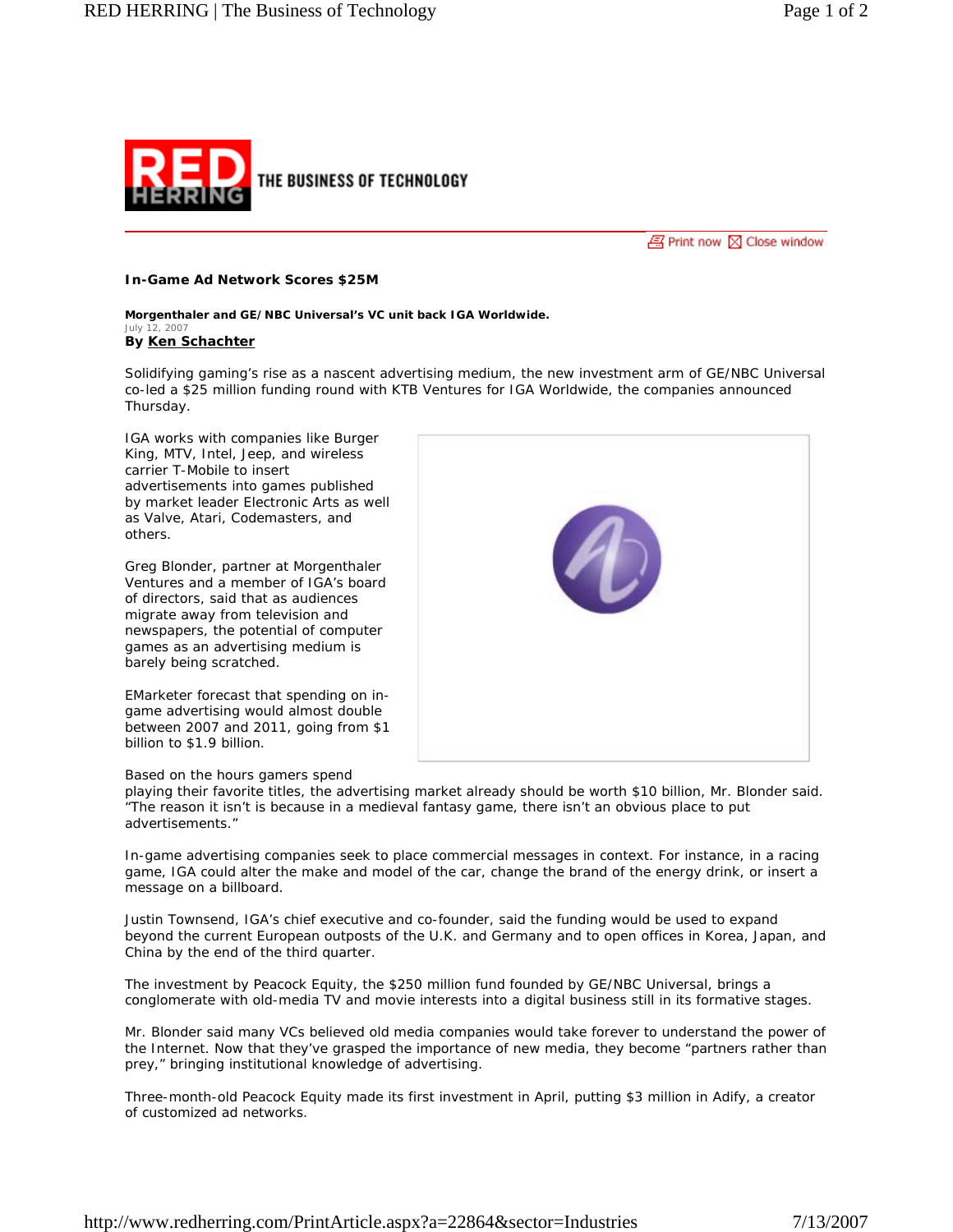# In-Game Ad Network Scores $25M

**Morgenthaler and GE/NBC Universal's VC unit back IGA Worldwide.**

July 12, 2007

**By Ken Schachter**

Solidifying gaming's rise as a nascent advertising medium, the new investment arm of GE/NBC Universal co-led a $25 million funding round with KTB Ventures for IGA Worldwide, the companies announced Thursday.

IGA works with companies like Burger King, MTV, Intel, Jeep, and wireless carrier T-Mobile to insert advertisements into games published by market leader Electronic Arts as well as Valve, Atari, Codemasters, and others.

Greg Blonder, partner at Morgenthaler Ventures and a member of IGA's board of directors, said that as audiences migrate away from television and newspapers, the potential of computer games as an advertising medium is barely being scratched.

EMarketer forecast that spending on in-game advertising would almost double between 2007 and 2011, going from $1 billion to $1.9 billion.

Based on the hours gamers spend playing their favorite titles, the advertising market already should be worth $10 billion, Mr. Blonder said. "The reason it isn't is because in a medieval fantasy game, there isn't an obvious place to put advertisements."

In-game advertising companies seek to place commercial messages in context. For instance, in a racing game, IGA could alter the make and model of the car, change the brand of the energy drink, or insert a message on a billboard.

Justin Townsend, IGA's chief executive and co-founder, said the funding would be used to expand beyond the current European outposts of the U.K. and Germany and to open offices in Korea, Japan, and China by the end of the third quarter.

The investment by Peacock Equity, the $250 million fund founded by GE/NBC Universal, brings a conglomerate with old-media TV and movie interests into a digital business still in its formative stages.

Mr. Blonder said many VCs believed old media companies would take forever to understand the power of the Internet. Now that they've grasped the importance of new media, they become "partners rather than prey," bringing institutional knowledge of advertising.

Three-month-old Peacock Equity made its first investment in April, putting $3 million in Adify, a creator of customized ad networks.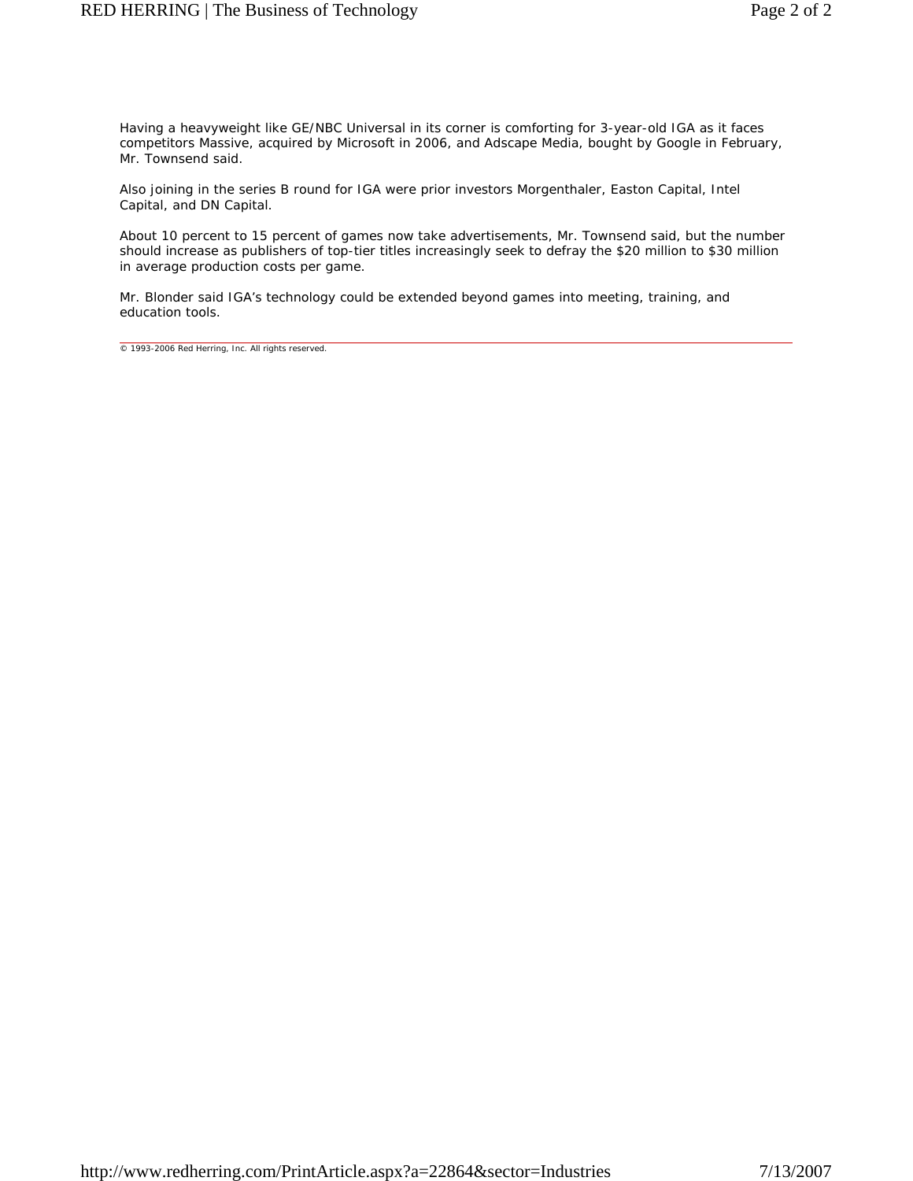Having a heavyweight like GE/NBC Universal in its corner is comforting for 3-year-old IGA as it faces competitors Massive, acquired by Microsoft in 2006, and Adscape Media, bought by Google in February, Mr. Townsend said.

Also joining in the series B round for IGA were prior investors Morgenthaler, Easton Capital, Intel Capital, and DN Capital.

About 10 percent to 15 percent of games now take advertisements, Mr. Townsend said, but the number should increase as publishers of top-tier titles increasingly seek to defray the $20 million to $30 million in average production costs per game.

Mr. Blonder said IGA's technology could be extended beyond games into meeting, training, and education tools.

---

© 1993-2006 Red Herring, Inc. All rights reserved.